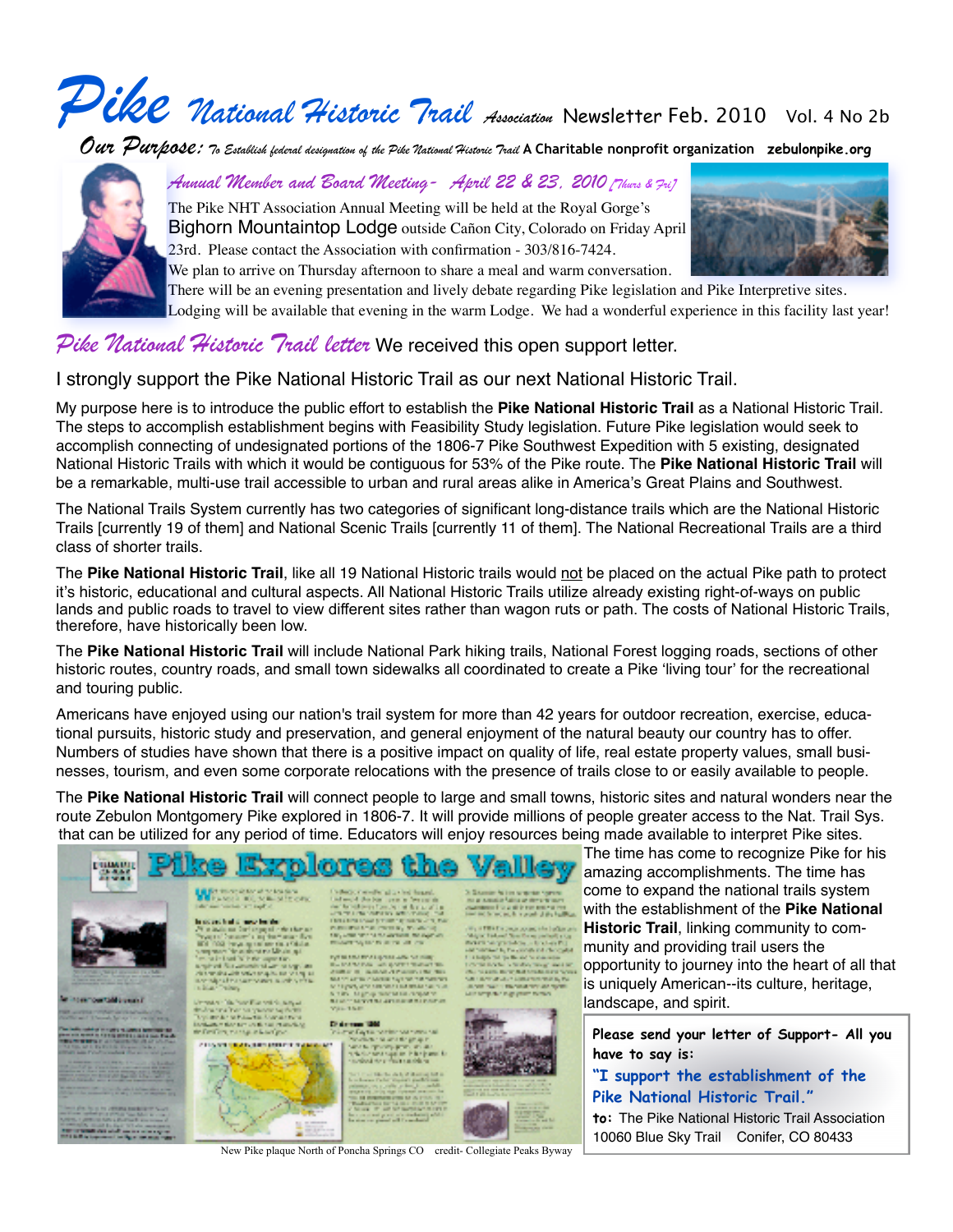# Pike National Historic Trail Association Newsletter Feb. 2010 Vol. 4 No 2b

*Our Purpose: To Establish federal designation of the Pike National Historic Trail* A Charitable nonprofit organization zebulonpike.org

## *Annual Member and Board Meeting- April 22 & 23, 2010 [Thurs & Fri]*

The Pike NHT Association Annual Meeting will be held at the Royal Gorge's Bighorn Mountaintop Lodge outside Cañon City, Colorado on Friday April 23rd. Please contact the Association with confirmation - 303/816-7424. We plan to arrive on Thursday afternoon to share a meal and warm conversation. There will be an evening presentation and lively debate regarding Pike legislation and Pike Interpretive sites. Lodging will be available that evening in the warm Lodge. We had a wonderful experience in this facility last year!

## *Pike National Historic Trail letter* We received this open support letter.

I strongly support the Pike National Historic Trail as our next National Historic Trail.

My purpose here is to introduce the public effort to establish the **Pike National Historic Trail** as a National Historic Trail. The steps to accomplish establishment begins with Feasibility Study legislation. Future Pike legislation would seek to accomplish connecting of undesignated portions of the 1806-7 Pike Southwest Expedition with 5 existing, designated National Historic Trails with which it would be contiguous for 53% of the Pike route. The **Pike National Historic Trail** will be a remarkable, multi-use trail accessible to urban and rural areas alike in America's Great Plains and Southwest.

The National Trails System currently has two categories of significant long-distance trails which are the National Historic Trails [currently 19 of them] and National Scenic Trails [currently 11 of them]. The National Recreational Trails are a third class of shorter trails.

The **Pike National Historic Trail**, like all 19 National Historic trails would <u>not</u> be placed on the actual Pike path to protect it's historic, educational and cultural aspects. All National Historic Trails utilize already existing right-of-ways on public lands and public roads to travel to view different sites rather than wagon ruts or path. The costs of National Historic Trails, therefore, have historically been low.

The **Pike National Historic Trail** will include National Park hiking trails, National Forest logging roads, sections of other historic routes, country roads, and small town sidewalks all coordinated to create a Pike 'living tour' for the recreational and touring public.

Americans have enjoyed using our nation's trail system for more than 42 years for outdoor recreation, exercise, educational pursuits, historic study and preservation, and general enjoyment of the natural beauty our country has to offer. Numbers of studies have shown that there is a positive impact on quality of life, real estate property values, small businesses, tourism, and even some corporate relocations with the presence of trails close to or easily available to people.

The **Pike National Historic Trail** will connect people to large and small towns, historic sites and natural wonders near the route Zebulon Montgomery Pike explored in 1806-7. It will provide millions of people greater access to the Nat. Trail Sys. that can be utilized for any period of time. Educators will enjoy resources being made available to interpret Pike sites. The time has come to recognize Pike for his amazing accomplishments. The time has come to expand the national trails system with the establishment of the **Pike National Historic Trail**, linking community to community and providing trail users the opportunity to journey into the heart of all that is uniquely American--its culture, heritage, landscape, and spirit.

New Pike plaque North of Poncha Springs CO credit- Collegiate Peaks Byway

> **Please send your letter of Support- All you have to say is:**
>
> **"I support the establishment of the Pike National Historic Trail."**
>
> **to:** The Pike National Historic Trail Association
> 10060 Blue Sky Trail Conifer, CO 80433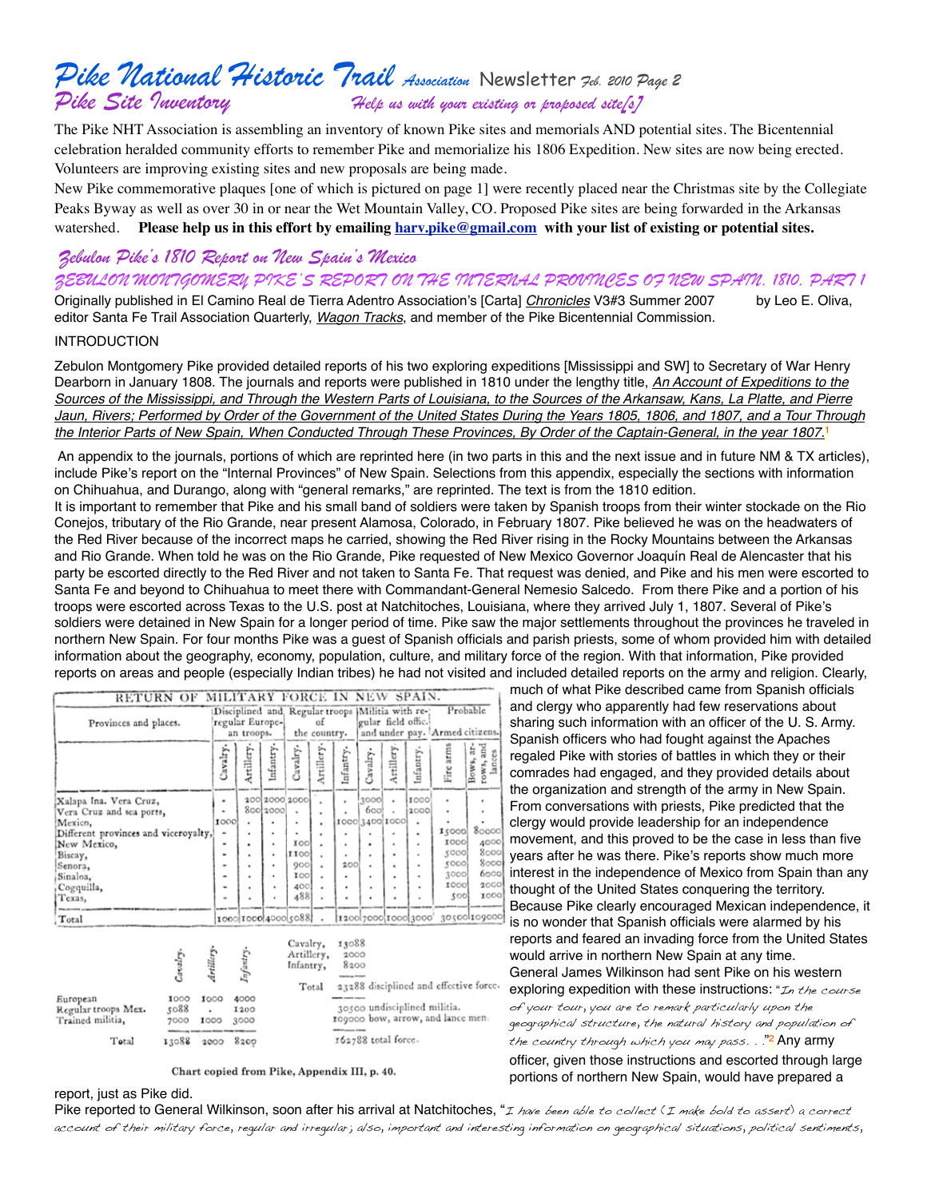## Pike Site Inventory

*Help us with your existing or proposed site[s]*

The Pike NHT Association is assembling an inventory of known Pike sites and memorials AND potential sites. The Bicentennial celebration heralded community efforts to remember Pike and memorialize his 1806 Expedition. New sites are now being erected. Volunteers are improving existing sites and new proposals are being made.

New Pike commemorative plaques [one of which is pictured on page 1] were recently placed near the Christmas site by the Collegiate Peaks Byway as well as over 30 in or near the Wet Mountain Valley, CO. Proposed Pike sites are being forwarded in the Arkansas watershed. **Please help us in this effort by emailing harv.pike@gmail.com with your list of existing or potential sites.**

## Zebulon Pike's 1810 Report on New Spain's Mexico

### ZEBULON MONTGOMERY PIKE'S REPORT ON THE INTERNAL PROVINCES OF NEW SPAIN, 1810, PART I

Originally published in El Camino Real de Tierra Adentro Association's [Carta] *Chronicles* V3#3 Summer 2007 by Leo E. Oliva, editor Santa Fe Trail Association Quarterly, *Wagon Tracks*, and member of the Pike Bicentennial Commission.

INTRODUCTION

Zebulon Montgomery Pike provided detailed reports of his two exploring expeditions [Mississippi and SW] to Secretary of War Henry Dearborn in January 1808. The journals and reports were published in 1810 under the lengthy title, *An Account of Expeditions to the Sources of the Mississippi, and Through the Western Parts of Louisiana, to the Sources of the Arkansaw, Kans, La Platte, and Pierre Jaun, Rivers; Performed by Order of the Government of the United States During the Years 1805, 1806, and 1807, and a Tour Through the Interior Parts of New Spain, When Conducted Through These Provinces, By Order of the Captain-General, in the year 1807.*[1]

An appendix to the journals, portions of which are reprinted here (in two parts in this and the next issue and in future NM & TX articles), include Pike's report on the "Internal Provinces" of New Spain. Selections from this appendix, especially the sections with information on Chihuahua, and Durango, along with "general remarks," are reprinted. The text is from the 1810 edition.

It is important to remember that Pike and his small band of soldiers were taken by Spanish troops from their winter stockade on the Rio Conejos, tributary of the Rio Grande, near present Alamosa, Colorado, in February 1807. Pike believed he was on the headwaters of the Red River because of the incorrect maps he carried, showing the Red River rising in the Rocky Mountains between the Arkansas and Rio Grande. When told he was on the Rio Grande, Pike requested of New Mexico Governor Joaquín Real de Alencaster that his party be escorted directly to the Red River and not taken to Santa Fe. That request was denied, and Pike and his men were escorted to Santa Fe and beyond to Chihuahua to meet there with Commandant-General Nemesio Salcedo. From there Pike and a portion of his troops were escorted across Texas to the U.S. post at Natchitoches, Louisiana, where they arrived July 1, 1807. Several of Pike's soldiers were detained in New Spain for a longer period of time. Pike saw the major settlements throughout the provinces he traveled in northern New Spain. For four months Pike was a guest of Spanish officials and parish priests, some of whom provided him with detailed information about the geography, economy, population, culture, and military force of the region. With that information, Pike provided reports on areas and people (especially Indian tribes) he had not visited and included detailed reports on the army and religion. Clearly, much of what Pike described came from Spanish officials and clergy who apparently had few reservations about sharing such information with an officer of the U. S. Army. Spanish officers who had fought against the Apaches regaled Pike with stories of battles in which they or their comrades had engaged, and they provided details about the organization and strength of the army in New Spain. From conversations with priests, Pike predicted that the clergy would provide leadership for an independence movement, and this proved to be the case in less than five years after he was there. Pike's reports show much more interest in the independence of Mexico from Spain than any thought of the United States conquering the territory. Because Pike clearly encouraged Mexican independence, it is no wonder that Spanish officials were alarmed by his reports and feared an invading force from the United States would arrive in northern New Spain at any time.

General James Wilkinson had sent Pike on his western exploring expedition with these instructions: "*In the course of your tour, you are to remark particularly upon the geographical structure, the natural history and population of the country through which you may pass. . .*"[2] Any army officer, given those instructions and escorted through large portions of northern New Spain, would have prepared a report, just as Pike did.

RETURN OF MILITARY FORCE IN NEW SPAIN.

| Provinces and places. | Disciplined and regular European troops. | | | Regular troops of the country. | | | Militia with regular field offic. and under pay. | | | Probable Armed citizens. | |
|---|---|---|---|---|---|---|---|---|---|---|---|
| | Cavalry. | Artillery. | Infantry. | Cavalry. | Artillery. | Infantry. | Cavalry. | Artillery. | Infantry. | Fire arms | Bows, arrows, and lances |
| Xalapa Ina. Vera Cruz, | - | 200 | 2000 | 2000 | . | . | 3000 | - | 1000 | - | - |
| Vera Cruz and sea ports, | - | 800 | 2000 | . | . | . | 600 | . | 2000 | . | . |
| Mexico, | 1000 | . | . | . | . | 1000 | 3400 | 1000 | . | . | . |
| Different provinces and viceroyalty, | - | . | . | . | . | . | . | . | . | 15000 | 80000 |
| New Mexico, | - | . | . | 100 | . | . | . | . | . | 1000 | 4000 |
| Biscay, | - | . | . | 1100 | . | . | . | . | . | 5000 | 8000 |
| Senora, | - | . | . | 900 | . | 200 | . | . | . | 5000 | 8000 |
| Sinaloa, | - | . | . | 100 | . | . | . | . | . | 3000 | 6000 |
| Coqguilla, | - | . | . | 400 | . | . | . | . | . | 1000 | 2000 |
| Texas, | - | . | . | 488 | . | . | . | . | . | 500 | 1000 |
| Total | 1000 | 1000 | 4000 | 5088 | . | 1200 | 7000 | 1000 | 3000 | 30500 | 109000 |

| | Cavalry. | Artillery. | Infantry. |
|---|---|---|---|
| European | 1000 | 1000 | 4000 |
| Regular troops Mex. | 5088 | . | 1200 |
| Trained militia, | 7000 | 1000 | 3000 |
| Total | 13088 | 2000 | 8200 |

Cavalry, 13088
Artillery, 2000
Infantry, 8200

Total 23288 disciplined and effective force.

30500 undisciplined militia.
109000 bow, arrow, and lance men.

162788 total force.

Chart copied from Pike, Appendix III, p. 40.

Pike reported to General Wilkinson, soon after his arrival at Natchitoches, "*I have been able to collect (I make bold to assert) a correct account of their military force, regular and irregular; also, important and interesting information on geographical situations, political sentiments,*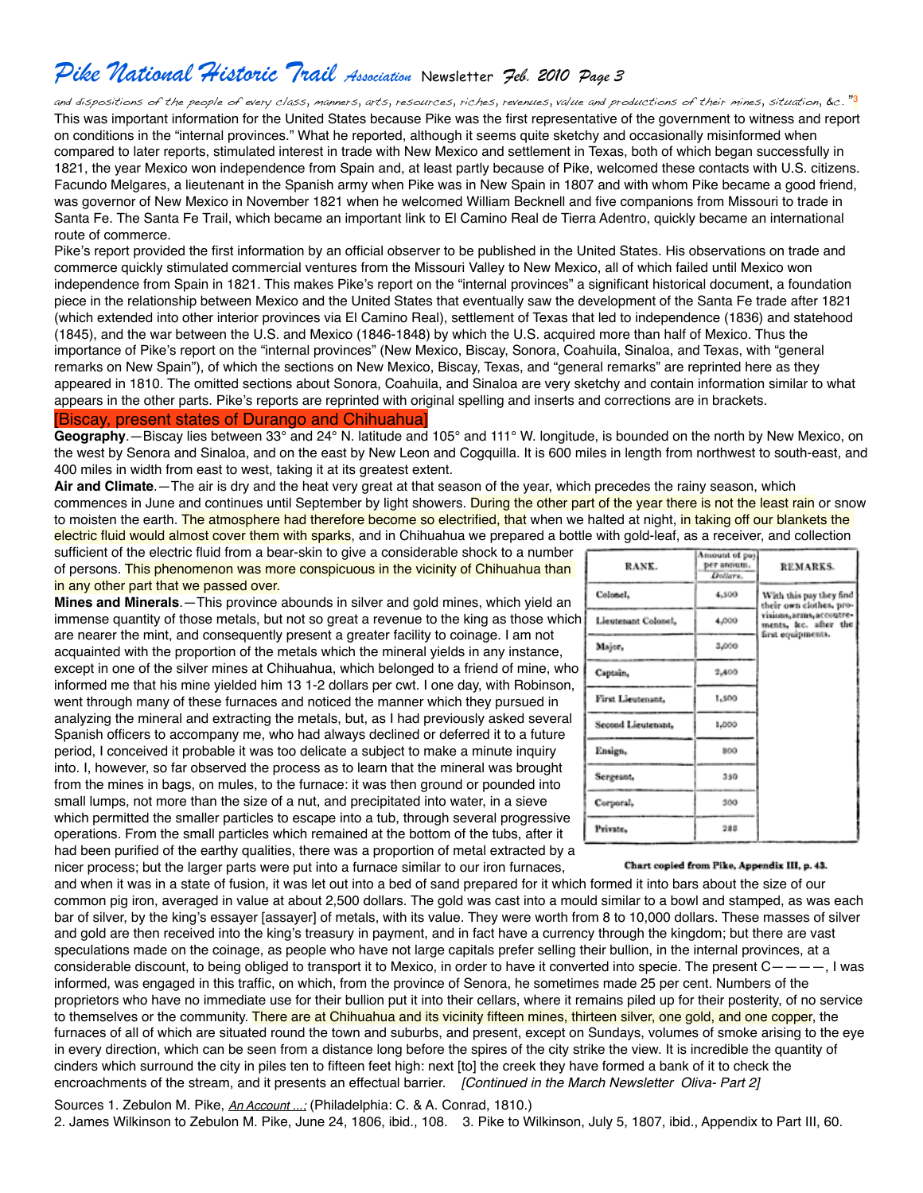*and dispositions of the people of every class, manners, arts, resources, riches, revenues, value and productions of their mines, situation, &c."*[3]

This was important information for the United States because Pike was the first representative of the government to witness and report on conditions in the "internal provinces." What he reported, although it seems quite sketchy and occasionally misinformed when compared to later reports, stimulated interest in trade with New Mexico and settlement in Texas, both of which began successfully in 1821, the year Mexico won independence from Spain and, at least partly because of Pike, welcomed these contacts with U.S. citizens. Facundo Melgares, a lieutenant in the Spanish army when Pike was in New Spain in 1807 and with whom Pike became a good friend, was governor of New Mexico in November 1821 when he welcomed William Becknell and five companions from Missouri to trade in Santa Fe. The Santa Fe Trail, which became an important link to El Camino Real de Tierra Adentro, quickly became an international route of commerce.

Pike's report provided the first information by an official observer to be published in the United States. His observations on trade and commerce quickly stimulated commercial ventures from the Missouri Valley to New Mexico, all of which failed until Mexico won independence from Spain in 1821. This makes Pike's report on the "internal provinces" a significant historical document, a foundation piece in the relationship between Mexico and the United States that eventually saw the development of the Santa Fe trade after 1821 (which extended into other interior provinces via El Camino Real), settlement of Texas that led to independence (1836) and statehood (1845), and the war between the U.S. and Mexico (1846-1848) by which the U.S. acquired more than half of Mexico. Thus the importance of Pike's report on the "internal provinces" (New Mexico, Biscay, Sonora, Coahuila, Sinaloa, and Texas, with "general remarks on New Spain"), of which the sections on New Mexico, Biscay, Texas, and "general remarks" are reprinted here as they appeared in 1810. The omitted sections about Sonora, Coahuila, and Sinaloa are very sketchy and contain information similar to what appears in the other parts. Pike's reports are reprinted with original spelling and inserts and corrections are in brackets.

## [Biscay, present states of Durango and Chihuahua]

**Geography**.—Biscay lies between 33° and 24° N. latitude and 105° and 111° W. longitude, is bounded on the north by New Mexico, on the west by Senora and Sinaloa, and on the east by New Leon and Cogquilla. It is 600 miles in length from northwest to south-east, and 400 miles in width from east to west, taking it at its greatest extent.

**Air and Climate**.—The air is dry and the heat very great at that season of the year, which precedes the rainy season, which commences in June and continues until September by light showers. During the other part of the year there is not the least rain or snow to moisten the earth. The atmosphere had therefore become so electrified, that when we halted at night, in taking off our blankets the electric fluid would almost cover them with sparks, and in Chihuahua we prepared a bottle with gold-leaf, as a receiver, and collection sufficient of the electric fluid from a bear-skin to give a considerable shock to a number of persons. This phenomenon was more conspicuous in the vicinity of Chihuahua than in any other part that we passed over.

**Mines and Minerals**.—This province abounds in silver and gold mines, which yield an immense quantity of those metals, but not so great a revenue to the king as those which are nearer the mint, and consequently present a greater facility to coinage. I am not acquainted with the proportion of the metals which the mineral yields in any instance, except in one of the silver mines at Chihuahua, which belonged to a friend of mine, who informed me that his mine yielded him 13 1-2 dollars per cwt. I one day, with Robinson, went through many of these furnaces and noticed the manner which they pursued in analyzing the mineral and extracting the metals, but, as I had previously asked several Spanish officers to accompany me, who had always declined or deferred it to a future period, I conceived it probable it was too delicate a subject to make a minute inquiry into. I, however, so far observed the process as to learn that the mineral was brought from the mines in bags, on mules, to the furnace: it was then ground or pounded into small lumps, not more than the size of a nut, and precipitated into water, in a sieve which permitted the smaller particles to escape into a tub, through several progressive operations. From the small particles which remained at the bottom of the tubs, after it had been purified of the earthy qualities, there was a proportion of metal extracted by a nicer process; but the larger parts were put into a furnace similar to our iron furnaces, and when it was in a state of fusion, it was let out into a bed of sand prepared for it which formed it into bars about the size of our common pig iron, averaged in value at about 2,500 dollars. The gold was cast into a mould similar to a bowl and stamped, as was each bar of silver, by the king's essayer [assayer] of metals, with its value. They were worth from 8 to 10,000 dollars. These masses of silver and gold are then received into the king's treasury in payment, and in fact have a currency through the kingdom; but there are vast speculations made on the coinage, as people who have not large capitals prefer selling their bullion, in the internal provinces, at a considerable discount, to being obliged to transport it to Mexico, in order to have it converted into specie. The present C————, I was informed, was engaged in this traffic, on which, from the province of Senora, he sometimes made 25 per cent. Numbers of the proprietors who have no immediate use for their bullion put it into their cellars, where it remains piled up for their posterity, of no service to themselves or the community. There are at Chihuahua and its vicinity fifteen mines, thirteen silver, one gold, and one copper, the furnaces of all of which are situated round the town and suburbs, and present, except on Sundays, volumes of smoke arising to the eye in every direction, which can be seen from a distance long before the spires of the city strike the view. It is incredible the quantity of cinders which surround the city in piles ten to fifteen feet high: next [to] the creek they have formed a bank of it to check the encroachments of the stream, and it presents an effectual barrier. *[Continued in the March Newsletter Oliva- Part 2]*

| RANK. | Amount of pay per annum. Dollars. | REMARKS. |
|---|---|---|
| Colonel, | 4,500 | With this pay they find their own clothes, provisions, arms, accoutrements, &c. after the first equipments. |
| Lieutenant Colonel, | 4,000 | |
| Major, | 3,000 | |
| Captain, | 2,400 | |
| First Lieutenant, | 1,500 | |
| Second Lieutenant, | 1,000 | |
| Ensign, | 800 | |
| Sergeant, | 350 | |
| Corporal, | 300 | |
| Private, | 288 | |

**Chart copied from Pike, Appendix III, p. 43.**

Sources 1. Zebulon M. Pike, *An Account ...;* (Philadelphia: C. & A. Conrad, 1810.)
2. James Wilkinson to Zebulon M. Pike, June 24, 1806, ibid., 108. 3. Pike to Wilkinson, July 5, 1807, ibid., Appendix to Part III, 60.